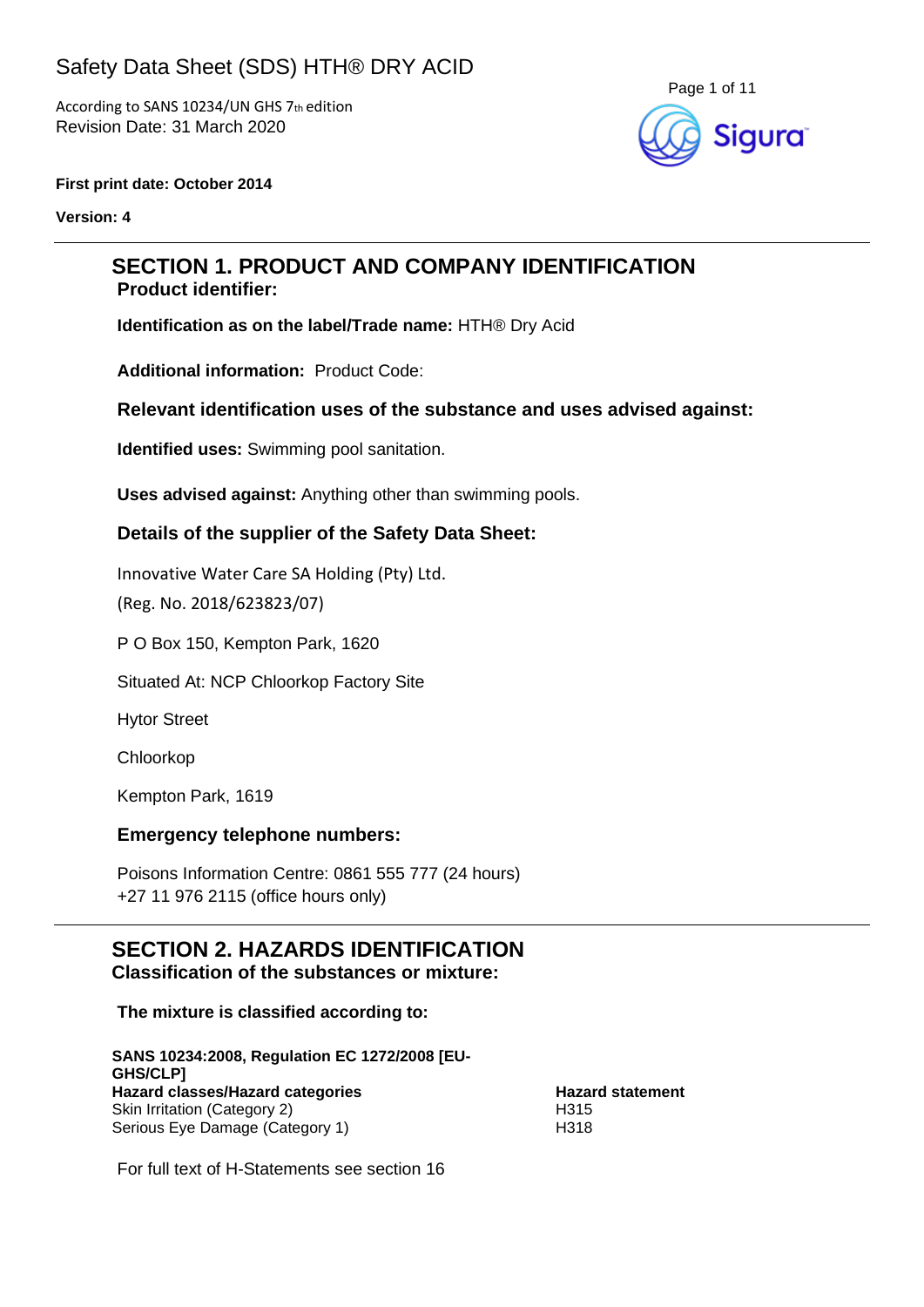# Safety Data Sheet (SDS) HTH® DRY ACID

According to SANS 10234/UN GHS 7th edition
Revision Date: 31 March 2020

Sigura

**First print date: October 2014**

**Version: 4**

## SECTION 1. PRODUCT AND COMPANY IDENTIFICATION

### Product identifier:

**Identification as on the label/Trade name:** HTH® Dry Acid

**Additional information:** Product Code:

### Relevant identification uses of the substance and uses advised against:

**Identified uses:** Swimming pool sanitation.

**Uses advised against:** Anything other than swimming pools.

### Details of the supplier of the Safety Data Sheet:

Innovative Water Care SA Holding (Pty) Ltd.

(Reg. No. 2018/623823/07)

P O Box 150, Kempton Park, 1620

Situated At: NCP Chloorkop Factory Site

Hytor Street

Chloorkop

Kempton Park, 1619

### Emergency telephone numbers:

Poisons Information Centre: 0861 555 777 (24 hours)
+27 11 976 2115 (office hours only)

## SECTION 2. HAZARDS IDENTIFICATION

### Classification of the substances or mixture:

**The mixture is classified according to:**

**SANS 10234:2008, Regulation EC 1272/2008 [EU-GHS/CLP]**

| Hazard classes/Hazard categories | Hazard statement |
|---|---|
| Skin Irritation (Category 2) | H315 |
| Serious Eye Damage (Category 1) | H318 |

For full text of H-Statements see section 16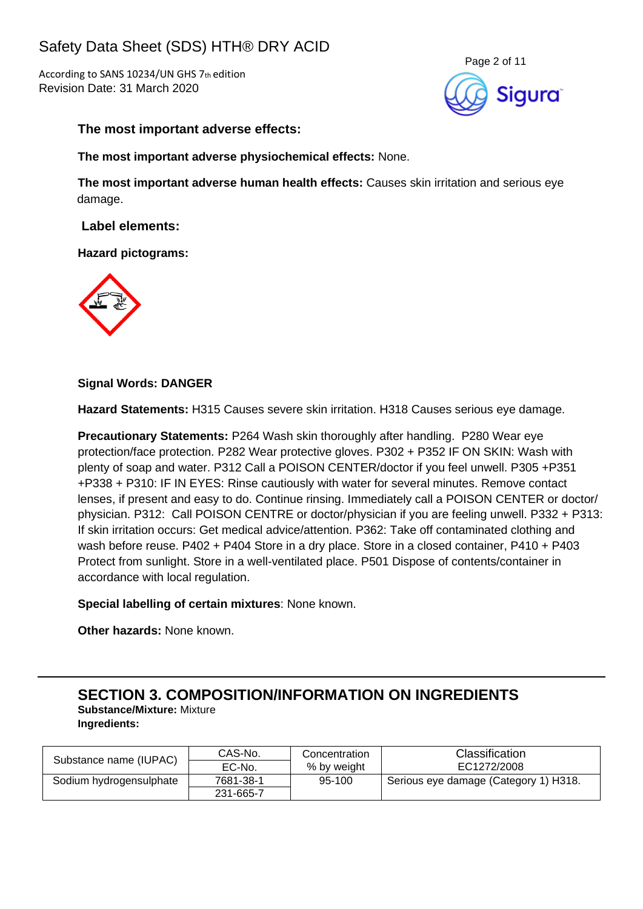**The most important adverse effects:**

**The most important adverse physiochemical effects:** None.

**The most important adverse human health effects:** Causes skin irritation and serious eye damage.

**Label elements:**

**Hazard pictograms:**

**Signal Words: DANGER**

**Hazard Statements:** H315 Causes severe skin irritation. H318 Causes serious eye damage.

**Precautionary Statements:** P264 Wash skin thoroughly after handling. P280 Wear eye protection/face protection. P282 Wear protective gloves. P302 + P352 IF ON SKIN: Wash with plenty of soap and water. P312 Call a POISON CENTER/doctor if you feel unwell. P305 +P351 +P338 + P310: IF IN EYES: Rinse cautiously with water for several minutes. Remove contact lenses, if present and easy to do. Continue rinsing. Immediately call a POISON CENTER or doctor/ physician. P312: Call POISON CENTRE or doctor/physician if you are feeling unwell. P332 + P313: If skin irritation occurs: Get medical advice/attention. P362: Take off contaminated clothing and wash before reuse. P402 + P404 Store in a dry place. Store in a closed container, P410 + P403 Protect from sunlight. Store in a well-ventilated place. P501 Dispose of contents/container in accordance with local regulation.

**Special labelling of certain mixtures**: None known.

**Other hazards:** None known.

## SECTION 3. COMPOSITION/INFORMATION ON INGREDIENTS

**Substance/Mixture:** Mixture

**Ingredients:**

| Substance name (IUPAC) | CAS-No. / EC-No. | Concentration % by weight | Classification EC1272/2008 |
|---|---|---|---|
| Sodium hydrogensulphate | 7681-38-1 / 231-665-7 | 95-100 | Serious eye damage (Category 1) H318. |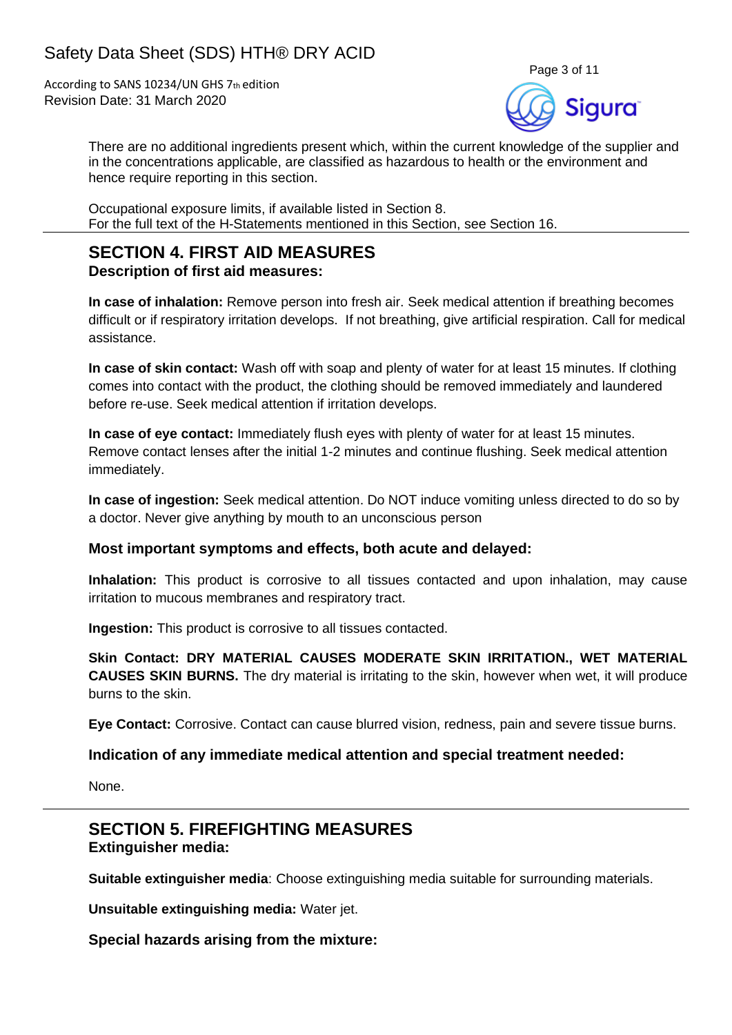There are no additional ingredients present which, within the current knowledge of the supplier and in the concentrations applicable, are classified as hazardous to health or the environment and hence require reporting in this section.

Occupational exposure limits, if available listed in Section 8.
For the full text of the H-Statements mentioned in this Section, see Section 16.

## SECTION 4. FIRST AID MEASURES

### Description of first aid measures:

**In case of inhalation:** Remove person into fresh air. Seek medical attention if breathing becomes difficult or if respiratory irritation develops. If not breathing, give artificial respiration. Call for medical assistance.

**In case of skin contact:** Wash off with soap and plenty of water for at least 15 minutes. If clothing comes into contact with the product, the clothing should be removed immediately and laundered before re-use. Seek medical attention if irritation develops.

**In case of eye contact:** Immediately flush eyes with plenty of water for at least 15 minutes. Remove contact lenses after the initial 1-2 minutes and continue flushing. Seek medical attention immediately.

**In case of ingestion:** Seek medical attention. Do NOT induce vomiting unless directed to do so by a doctor. Never give anything by mouth to an unconscious person

### Most important symptoms and effects, both acute and delayed:

**Inhalation:** This product is corrosive to all tissues contacted and upon inhalation, may cause irritation to mucous membranes and respiratory tract.

**Ingestion:** This product is corrosive to all tissues contacted.

**Skin Contact: DRY MATERIAL CAUSES MODERATE SKIN IRRITATION., WET MATERIAL CAUSES SKIN BURNS.** The dry material is irritating to the skin, however when wet, it will produce burns to the skin.

**Eye Contact:** Corrosive. Contact can cause blurred vision, redness, pain and severe tissue burns.

### Indication of any immediate medical attention and special treatment needed:

None.

## SECTION 5. FIREFIGHTING MEASURES

### Extinguisher media:

**Suitable extinguisher media**: Choose extinguishing media suitable for surrounding materials.

**Unsuitable extinguishing media:** Water jet.

### Special hazards arising from the mixture: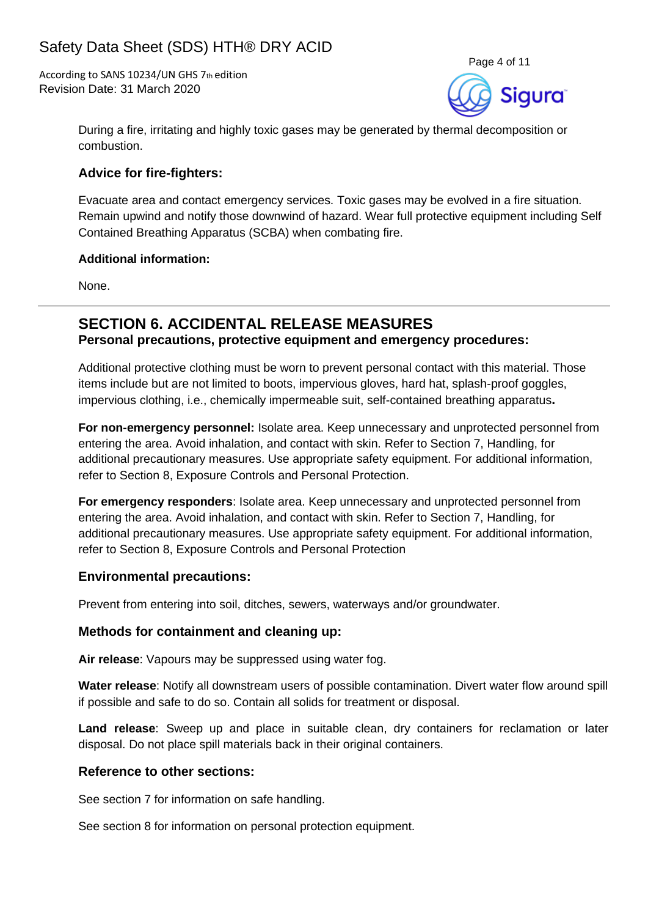During a fire, irritating and highly toxic gases may be generated by thermal decomposition or combustion.

### Advice for fire-fighters:

Evacuate area and contact emergency services. Toxic gases may be evolved in a fire situation. Remain upwind and notify those downwind of hazard. Wear full protective equipment including Self Contained Breathing Apparatus (SCBA) when combating fire.

**Additional information:**

None.

---

## SECTION 6. ACCIDENTAL RELEASE MEASURES

### Personal precautions, protective equipment and emergency procedures:

Additional protective clothing must be worn to prevent personal contact with this material. Those items include but are not limited to boots, impervious gloves, hard hat, splash-proof goggles, impervious clothing, i.e., chemically impermeable suit, self-contained breathing apparatus**.**

**For non-emergency personnel:** Isolate area. Keep unnecessary and unprotected personnel from entering the area. Avoid inhalation, and contact with skin. Refer to Section 7, Handling, for additional precautionary measures. Use appropriate safety equipment. For additional information, refer to Section 8, Exposure Controls and Personal Protection.

**For emergency responders**: Isolate area. Keep unnecessary and unprotected personnel from entering the area. Avoid inhalation, and contact with skin. Refer to Section 7, Handling, for additional precautionary measures. Use appropriate safety equipment. For additional information, refer to Section 8, Exposure Controls and Personal Protection

### Environmental precautions:

Prevent from entering into soil, ditches, sewers, waterways and/or groundwater.

### Methods for containment and cleaning up:

**Air release**: Vapours may be suppressed using water fog.

**Water release**: Notify all downstream users of possible contamination. Divert water flow around spill if possible and safe to do so. Contain all solids for treatment or disposal.

**Land release**: Sweep up and place in suitable clean, dry containers for reclamation or later disposal. Do not place spill materials back in their original containers.

### Reference to other sections:

See section 7 for information on safe handling.

See section 8 for information on personal protection equipment.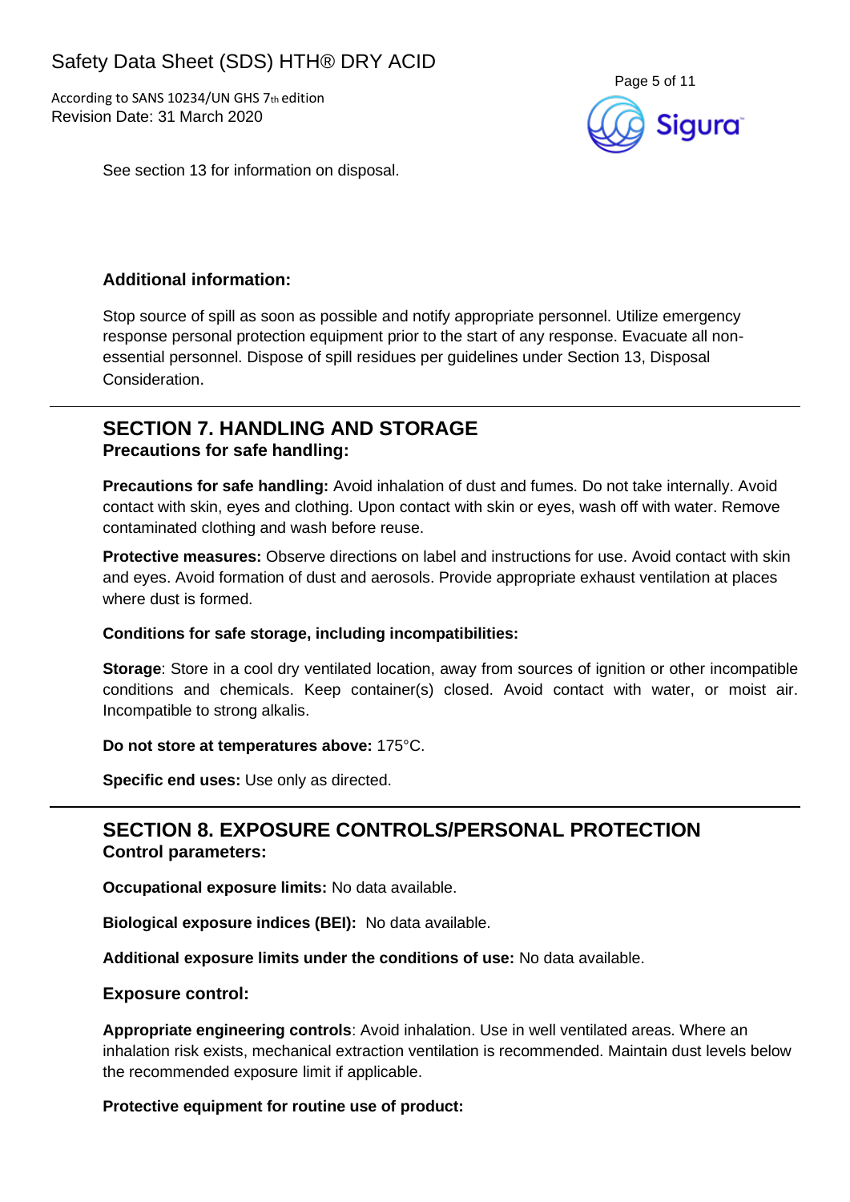See section 13 for information on disposal.

### Additional information:

Stop source of spill as soon as possible and notify appropriate personnel. Utilize emergency response personal protection equipment prior to the start of any response. Evacuate all non-essential personnel. Dispose of spill residues per guidelines under Section 13, Disposal Consideration.

## SECTION 7. HANDLING AND STORAGE

### Precautions for safe handling:

**Precautions for safe handling:** Avoid inhalation of dust and fumes. Do not take internally. Avoid contact with skin, eyes and clothing. Upon contact with skin or eyes, wash off with water. Remove contaminated clothing and wash before reuse.

**Protective measures:** Observe directions on label and instructions for use. Avoid contact with skin and eyes. Avoid formation of dust and aerosols. Provide appropriate exhaust ventilation at places where dust is formed.

**Conditions for safe storage, including incompatibilities:**

**Storage**: Store in a cool dry ventilated location, away from sources of ignition or other incompatible conditions and chemicals. Keep container(s) closed. Avoid contact with water, or moist air. Incompatible to strong alkalis.

**Do not store at temperatures above:** 175°C.

**Specific end uses:** Use only as directed.

## SECTION 8. EXPOSURE CONTROLS/PERSONAL PROTECTION

### Control parameters:

**Occupational exposure limits:** No data available.

**Biological exposure indices (BEI):** No data available.

**Additional exposure limits under the conditions of use:** No data available.

### Exposure control:

**Appropriate engineering controls**: Avoid inhalation. Use in well ventilated areas. Where an inhalation risk exists, mechanical extraction ventilation is recommended. Maintain dust levels below the recommended exposure limit if applicable.

**Protective equipment for routine use of product:**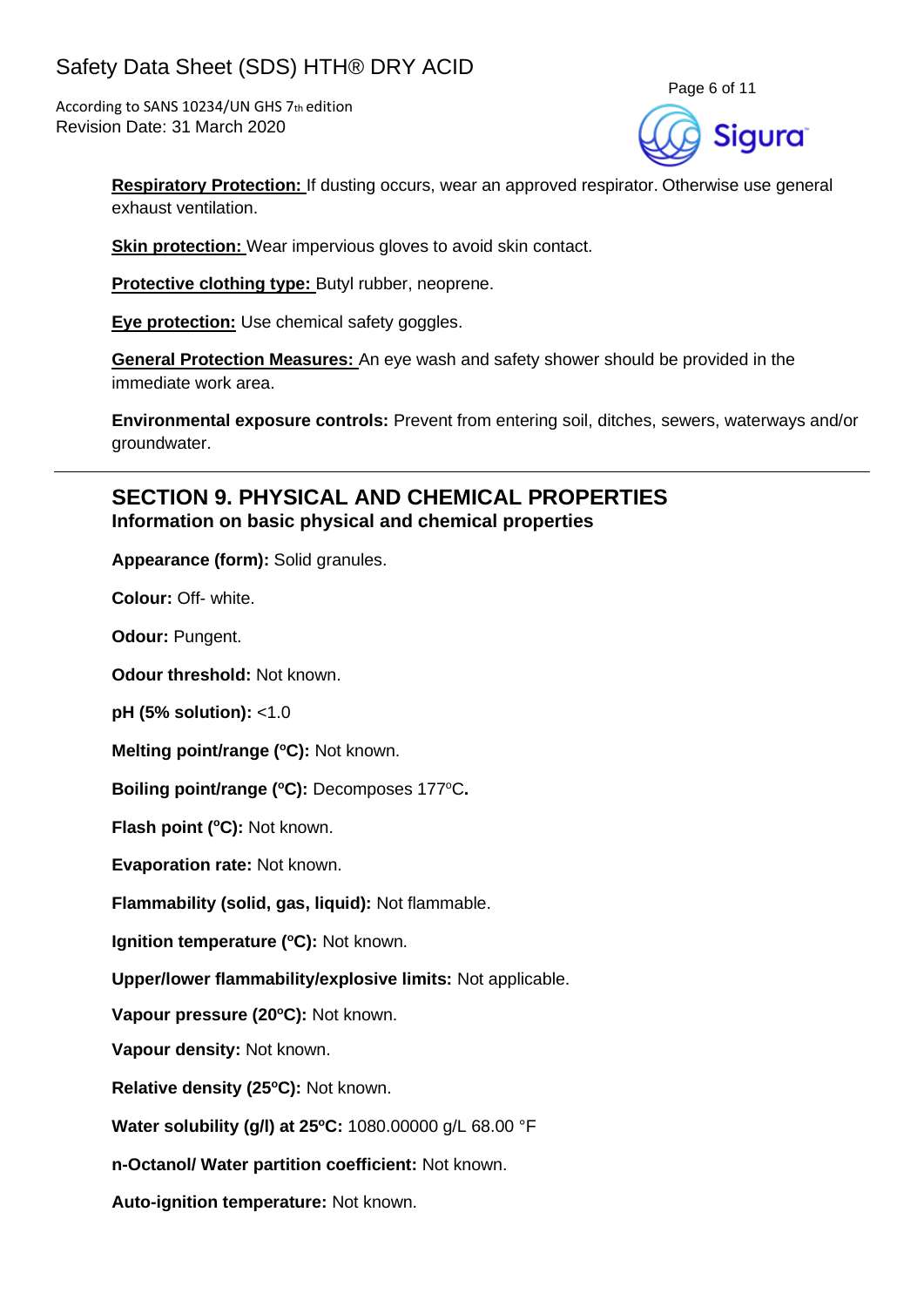**Respiratory Protection:** If dusting occurs, wear an approved respirator. Otherwise use general exhaust ventilation.

**Skin protection:** Wear impervious gloves to avoid skin contact.

**Protective clothing type:** Butyl rubber, neoprene.

**Eye protection:** Use chemical safety goggles.

**General Protection Measures:** An eye wash and safety shower should be provided in the immediate work area.

**Environmental exposure controls:** Prevent from entering soil, ditches, sewers, waterways and/or groundwater.

## SECTION 9. PHYSICAL AND CHEMICAL PROPERTIES

### Information on basic physical and chemical properties

**Appearance (form):** Solid granules.

**Colour:** Off- white.

**Odour:** Pungent.

**Odour threshold:** Not known.

**pH (5% solution):** <1.0

**Melting point/range (°C):** Not known.

**Boiling point/range (°C):** Decomposes 177°C**.**

**Flash point (°C):** Not known.

**Evaporation rate:** Not known.

**Flammability (solid, gas, liquid):** Not flammable.

**Ignition temperature (°C):** Not known.

**Upper/lower flammability/explosive limits:** Not applicable.

**Vapour pressure (20°C):** Not known.

**Vapour density:** Not known.

**Relative density (25°C):** Not known.

**Water solubility (g/l) at 25°C:** 1080.00000 g/L 68.00 °F

**n-Octanol/ Water partition coefficient:** Not known.

**Auto-ignition temperature:** Not known.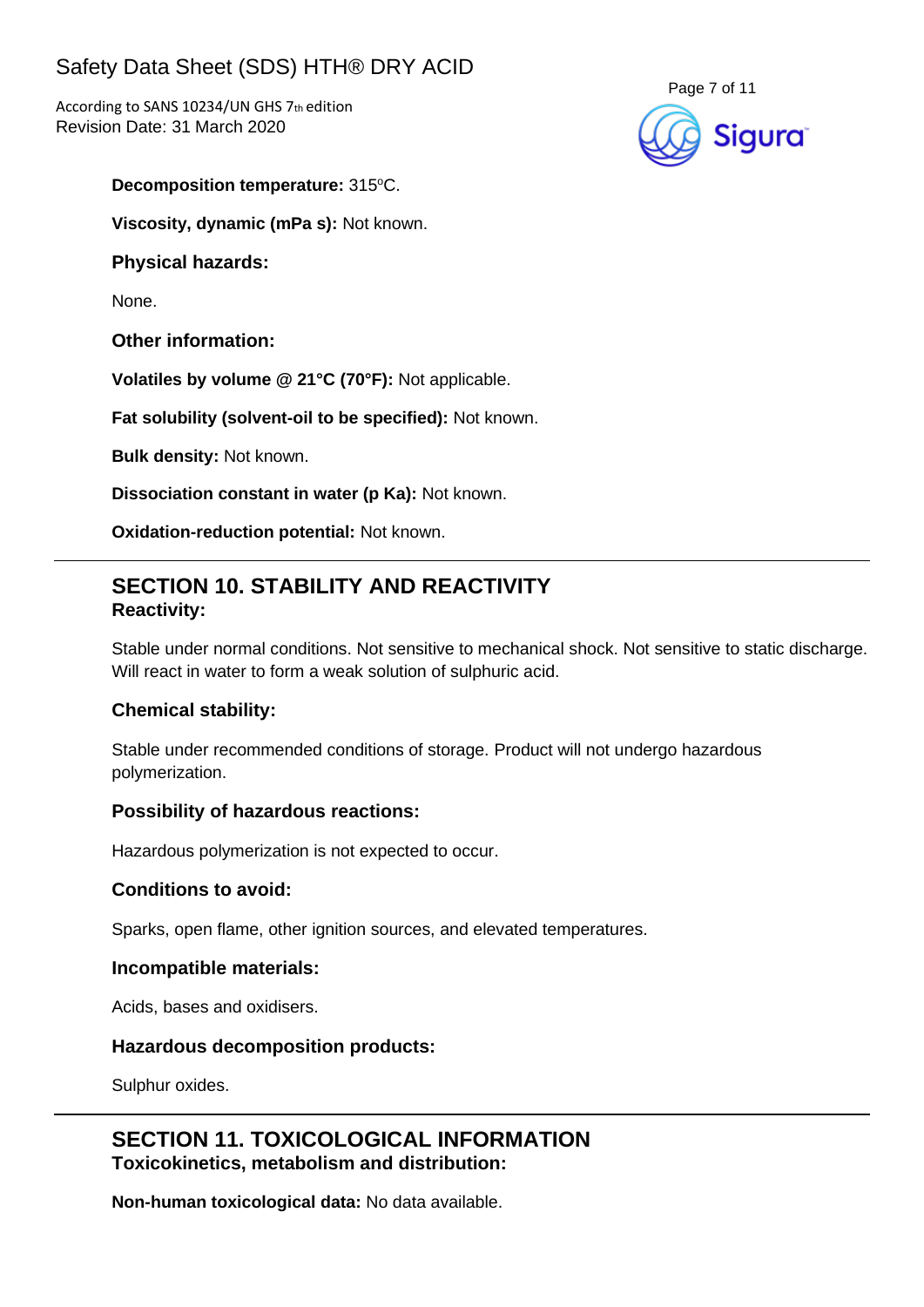**Decomposition temperature:** 315ºC.

**Viscosity, dynamic (mPa s):** Not known.

### Physical hazards:

None.

### Other information:

**Volatiles by volume @ 21°C (70°F):** Not applicable.

**Fat solubility (solvent-oil to be specified):** Not known.

**Bulk density:** Not known.

**Dissociation constant in water (p Ka):** Not known.

**Oxidation-reduction potential:** Not known.

## SECTION 10. STABILITY AND REACTIVITY

### Reactivity:

Stable under normal conditions. Not sensitive to mechanical shock. Not sensitive to static discharge. Will react in water to form a weak solution of sulphuric acid.

### Chemical stability:

Stable under recommended conditions of storage. Product will not undergo hazardous polymerization.

### Possibility of hazardous reactions:

Hazardous polymerization is not expected to occur.

### Conditions to avoid:

Sparks, open flame, other ignition sources, and elevated temperatures.

### Incompatible materials:

Acids, bases and oxidisers.

### Hazardous decomposition products:

Sulphur oxides.

## SECTION 11. TOXICOLOGICAL INFORMATION

### Toxicokinetics, metabolism and distribution:

**Non-human toxicological data:** No data available.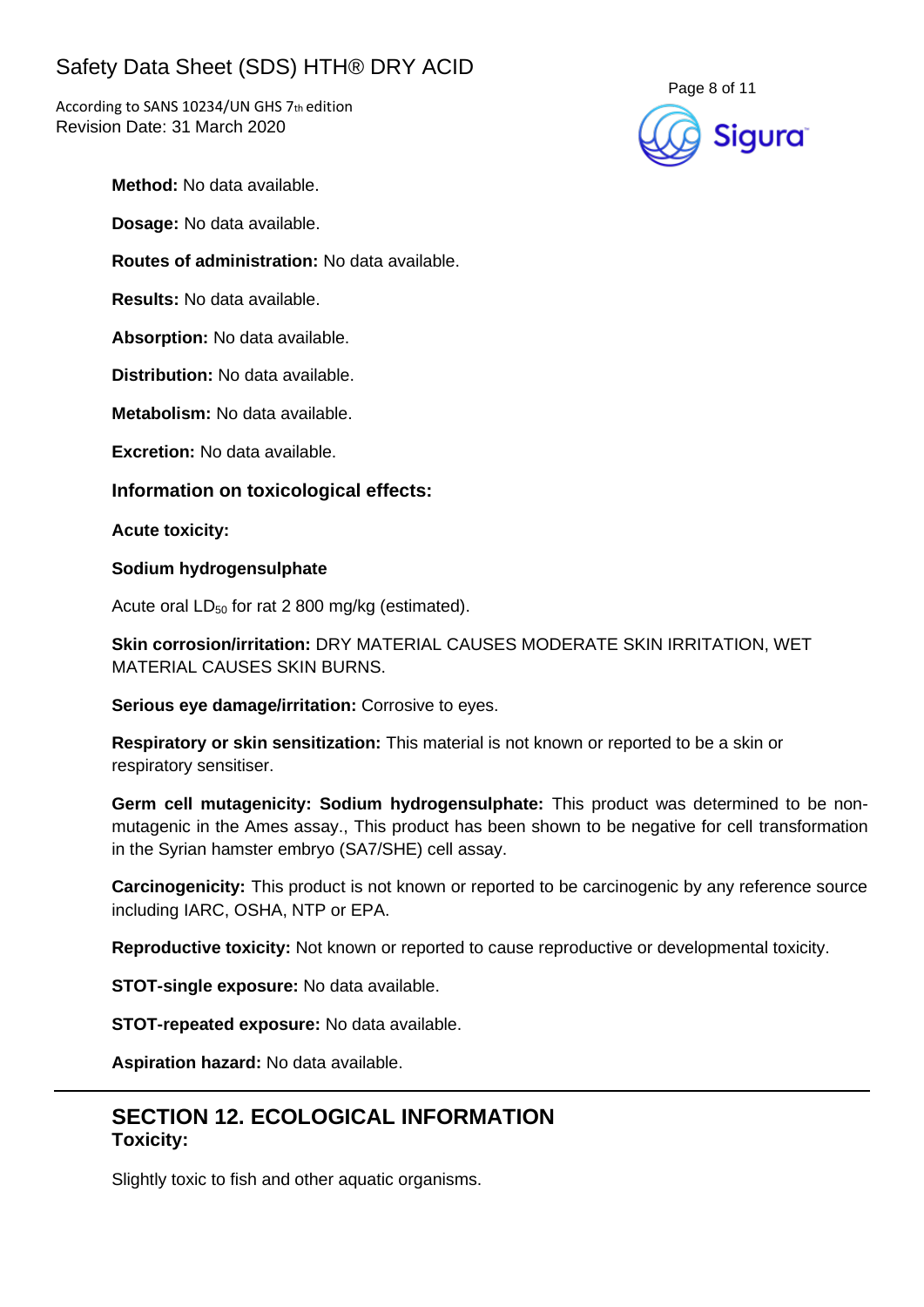**Method:** No data available.

**Dosage:** No data available.

**Routes of administration:** No data available.

**Results:** No data available.

**Absorption:** No data available.

**Distribution:** No data available.

**Metabolism:** No data available.

**Excretion:** No data available.

### Information on toxicological effects:

**Acute toxicity:**

**Sodium hydrogensulphate**

Acute oral $LD_{50}$ for rat 2 800 mg/kg (estimated).

**Skin corrosion/irritation:** DRY MATERIAL CAUSES MODERATE SKIN IRRITATION, WET MATERIAL CAUSES SKIN BURNS.

**Serious eye damage/irritation:** Corrosive to eyes.

**Respiratory or skin sensitization:** This material is not known or reported to be a skin or respiratory sensitiser.

**Germ cell mutagenicity: Sodium hydrogensulphate:** This product was determined to be non-mutagenic in the Ames assay., This product has been shown to be negative for cell transformation in the Syrian hamster embryo (SA7/SHE) cell assay.

**Carcinogenicity:** This product is not known or reported to be carcinogenic by any reference source including IARC, OSHA, NTP or EPA.

**Reproductive toxicity:** Not known or reported to cause reproductive or developmental toxicity.

**STOT-single exposure:** No data available.

**STOT-repeated exposure:** No data available.

**Aspiration hazard:** No data available.

## SECTION 12. ECOLOGICAL INFORMATION

**Toxicity:**

Slightly toxic to fish and other aquatic organisms.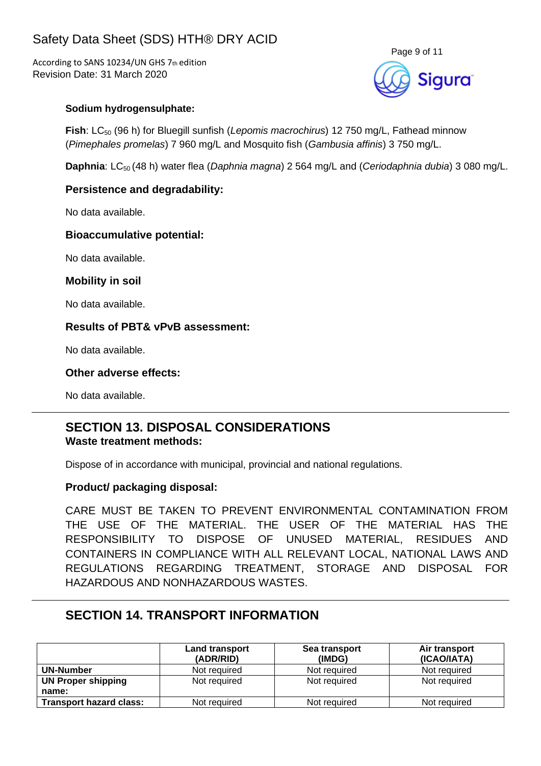**Sodium hydrogensulphate:**

**Fish**: $LC_{50}$ (96 h) for Bluegill sunfish (*Lepomis macrochirus*) 12 750 mg/L, Fathead minnow (*Pimephales promelas*) 7 960 mg/L and Mosquito fish (*Gambusia affinis*) 3 750 mg/L.

**Daphnia**: $LC_{50}$ (48 h) water flea (*Daphnia magna*) 2 564 mg/L and (*Ceriodaphnia dubia*) 3 080 mg/L.

**Persistence and degradability:**

No data available.

**Bioaccumulative potential:**

No data available.

**Mobility in soil**

No data available.

**Results of PBT& vPvB assessment:**

No data available.

**Other adverse effects:**

No data available.

## SECTION 13. DISPOSAL CONSIDERATIONS

**Waste treatment methods:**

Dispose of in accordance with municipal, provincial and national regulations.

**Product/ packaging disposal:**

CARE MUST BE TAKEN TO PREVENT ENVIRONMENTAL CONTAMINATION FROM THE USE OF THE MATERIAL. THE USER OF THE MATERIAL HAS THE RESPONSIBILITY TO DISPOSE OF UNUSED MATERIAL, RESIDUES AND CONTAINERS IN COMPLIANCE WITH ALL RELEVANT LOCAL, NATIONAL LAWS AND REGULATIONS REGARDING TREATMENT, STORAGE AND DISPOSAL FOR HAZARDOUS AND NONHAZARDOUS WASTES.

## SECTION 14. TRANSPORT INFORMATION

| | Land transport (ADR/RID) | Sea transport (IMDG) | Air transport (ICAO/IATA) |
|---|---|---|---|
| **UN-Number** | Not required | Not required | Not required |
| **UN Proper shipping name:** | Not required | Not required | Not required |
| **Transport hazard class:** | Not required | Not required | Not required |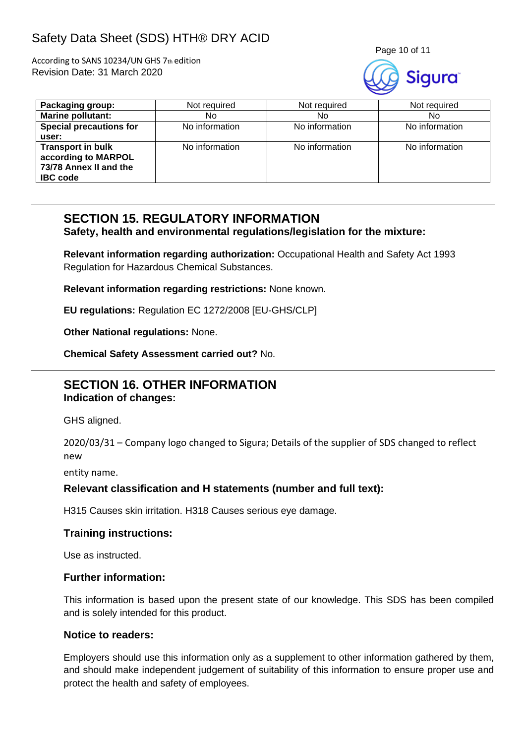| Packaging group: | Not required | Not required | Not required |
|---|---|---|---|
| Marine pollutant: | No | No | No |
| Special precautions for user: | No information | No information | No information |
| Transport in bulk according to MARPOL 73/78 Annex II and the IBC code | No information | No information | No information |

## SECTION 15. REGULATORY INFORMATION

### Safety, health and environmental regulations/legislation for the mixture:

**Relevant information regarding authorization:** Occupational Health and Safety Act 1993 Regulation for Hazardous Chemical Substances.

**Relevant information regarding restrictions:** None known.

**EU regulations:** Regulation EC 1272/2008 [EU-GHS/CLP]

**Other National regulations:** None.

**Chemical Safety Assessment carried out?** No.

## SECTION 16. OTHER INFORMATION

### Indication of changes:

GHS aligned.

2020/03/31 – Company logo changed to Sigura; Details of the supplier of SDS changed to reflect new

entity name.

### Relevant classification and H statements (number and full text):

H315 Causes skin irritation. H318 Causes serious eye damage.

### Training instructions:

Use as instructed.

### Further information:

This information is based upon the present state of our knowledge. This SDS has been compiled and is solely intended for this product.

### Notice to readers:

Employers should use this information only as a supplement to other information gathered by them, and should make independent judgement of suitability of this information to ensure proper use and protect the health and safety of employees.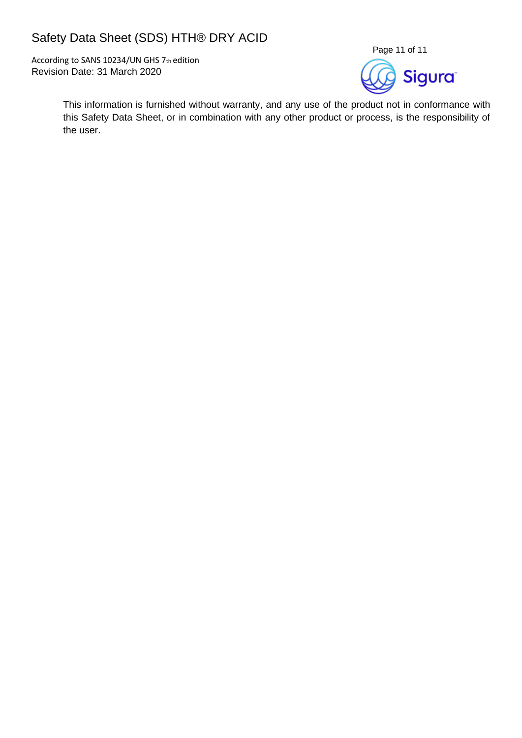This information is furnished without warranty, and any use of the product not in conformance with this Safety Data Sheet, or in combination with any other product or process, is the responsibility of the user.